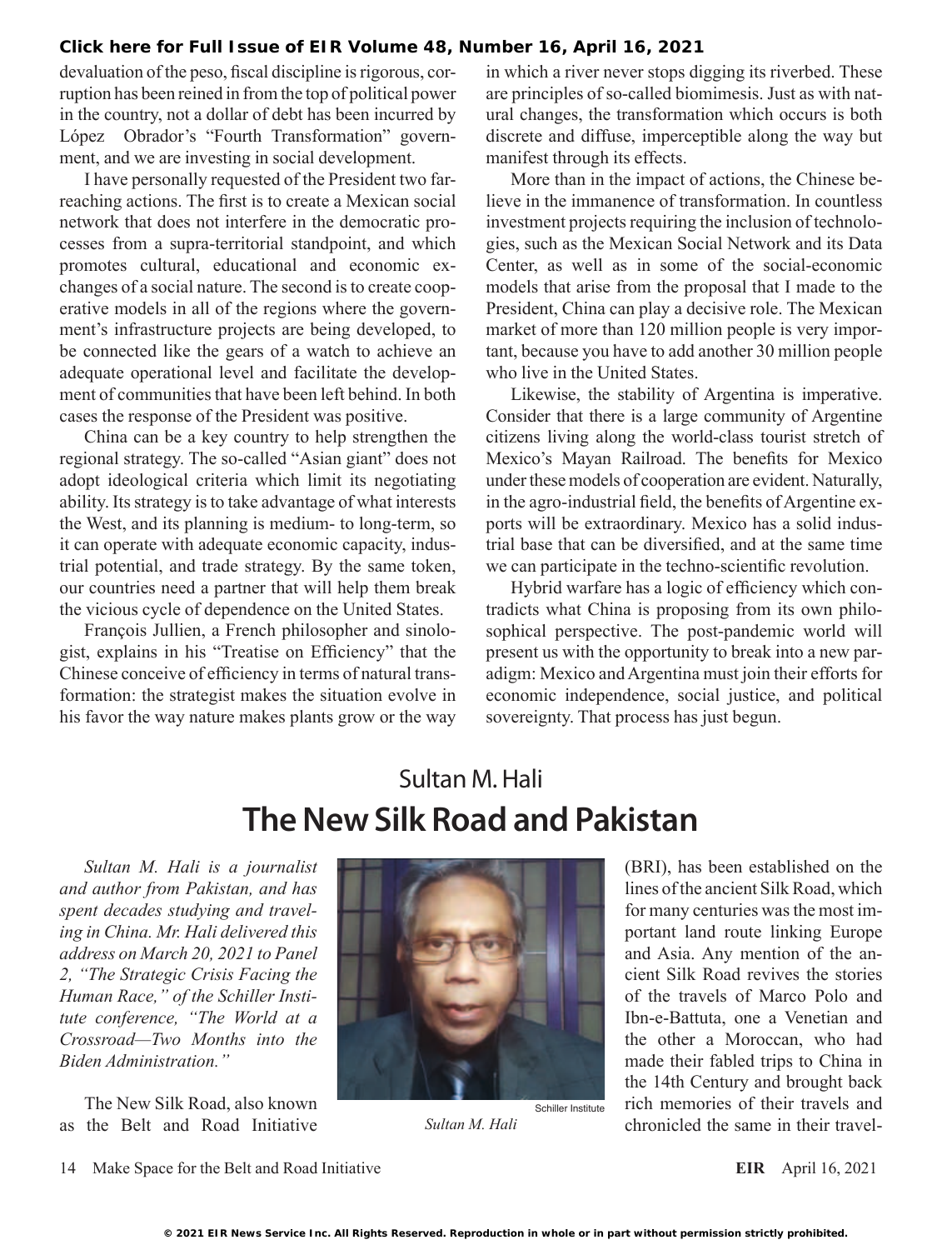devaluation of the peso, fiscal discipline is rigorous, corruption has been reined in from the top of political power in the country, not a dollar of debt has been incurred by López Obrador's "Fourth Transformation" government, and we are investing in social development.

I have personally requested of the President two far-reaching actions. The first is to create a Mexican social network that does not interfere in the democratic processes from a supra-territorial standpoint, and which promotes cultural, educational and economic exchanges of a social nature. The second is to create cooperative models in all of the regions where the government's infrastructure projects are being developed, to be connected like the gears of a watch to achieve an adequate operational level and facilitate the development of communities that have been left behind. In both cases the response of the President was positive.

China can be a key country to help strengthen the regional strategy. The so-called "Asian giant" does not adopt ideological criteria which limit its negotiating ability. Its strategy is to take advantage of what interests the West, and its planning is medium- to long-term, so it can operate with adequate economic capacity, industrial potential, and trade strategy. By the same token, our countries need a partner that will help them break the vicious cycle of dependence on the United States.

François Jullien, a French philosopher and sinologist, explains in his "Treatise on Efficiency" that the Chinese conceive of efficiency in terms of natural transformation: the strategist makes the situation evolve in his favor the way nature makes plants grow or the way in which a river never stops digging its riverbed. These are principles of so-called biomimesis. Just as with natural changes, the transformation which occurs is both discrete and diffuse, imperceptible along the way but manifest through its effects.

More than in the impact of actions, the Chinese believe in the immanence of transformation. In countless investment projects requiring the inclusion of technologies, such as the Mexican Social Network and its Data Center, as well as in some of the social-economic models that arise from the proposal that I made to the President, China can play a decisive role. The Mexican market of more than 120 million people is very important, because you have to add another 30 million people who live in the United States.

Likewise, the stability of Argentina is imperative. Consider that there is a large community of Argentine citizens living along the world-class tourist stretch of Mexico's Mayan Railroad. The benefits for Mexico under these models of cooperation are evident. Naturally, in the agro-industrial field, the benefits of Argentine exports will be extraordinary. Mexico has a solid industrial base that can be diversified, and at the same time we can participate in the techno-scientific revolution.

Hybrid warfare has a logic of efficiency which contradicts what China is proposing from its own philosophical perspective. The post-pandemic world will present us with the opportunity to break into a new paradigm: Mexico and Argentina must join their efforts for economic independence, social justice, and political sovereignty. That process has just begun.

Sultan M. Hali

# The New Silk Road and Pakistan

*Sultan M. Hali is a journalist and author from Pakistan, and has spent decades studying and traveling in China. Mr. Hali delivered this address on March 20, 2021 to Panel 2, "The Strategic Crisis Facing the Human Race," of the Schiller Institute conference, "The World at a Crossroad—Two Months into the Biden Administration."*

Schiller Institute

*Sultan M. Hali*

The New Silk Road, also known as the Belt and Road Initiative (BRI), has been established on the lines of the ancient Silk Road, which for many centuries was the most important land route linking Europe and Asia. Any mention of the ancient Silk Road revives the stories of the travels of Marco Polo and Ibn-e-Battuta, one a Venetian and the other a Moroccan, who had made their fabled trips to China in the 14th Century and brought back rich memories of their travels and chronicled the same in their travel-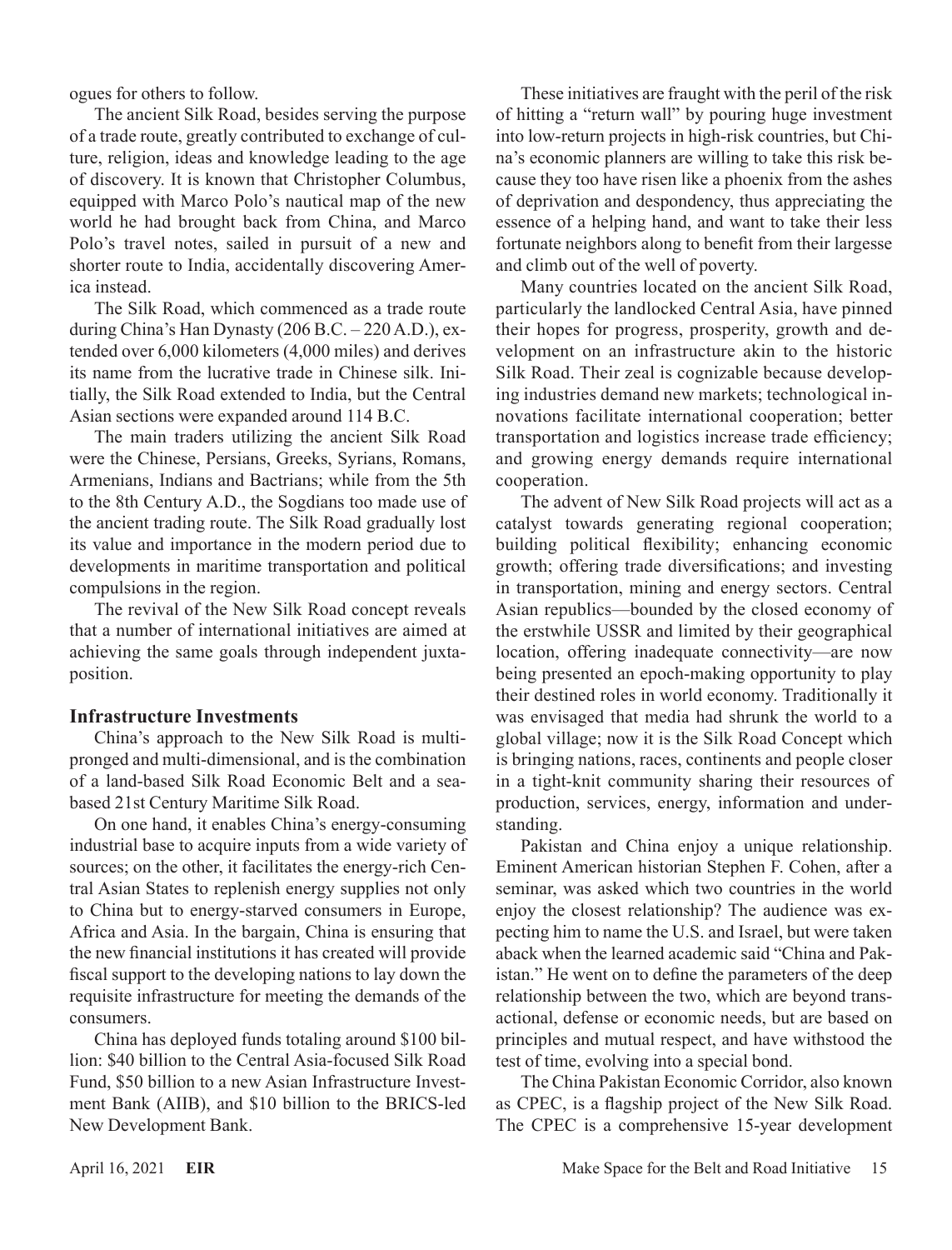ogues for others to follow.

The ancient Silk Road, besides serving the purpose of a trade route, greatly contributed to exchange of culture, religion, ideas and knowledge leading to the age of discovery. It is known that Christopher Columbus, equipped with Marco Polo's nautical map of the new world he had brought back from China, and Marco Polo's travel notes, sailed in pursuit of a new and shorter route to India, accidentally discovering America instead.

The Silk Road, which commenced as a trade route during China's Han Dynasty (206 B.C. – 220 A.D.), extended over 6,000 kilometers (4,000 miles) and derives its name from the lucrative trade in Chinese silk. Initially, the Silk Road extended to India, but the Central Asian sections were expanded around 114 B.C.

The main traders utilizing the ancient Silk Road were the Chinese, Persians, Greeks, Syrians, Romans, Armenians, Indians and Bactrians; while from the 5th to the 8th Century A.D., the Sogdians too made use of the ancient trading route. The Silk Road gradually lost its value and importance in the modern period due to developments in maritime transportation and political compulsions in the region.

The revival of the New Silk Road concept reveals that a number of international initiatives are aimed at achieving the same goals through independent juxtaposition.

## Infrastructure Investments

China's approach to the New Silk Road is multi-pronged and multi-dimensional, and is the combination of a land-based Silk Road Economic Belt and a sea-based 21st Century Maritime Silk Road.

On one hand, it enables China's energy-consuming industrial base to acquire inputs from a wide variety of sources; on the other, it facilitates the energy-rich Central Asian States to replenish energy supplies not only to China but to energy-starved consumers in Europe, Africa and Asia. In the bargain, China is ensuring that the new financial institutions it has created will provide fiscal support to the developing nations to lay down the requisite infrastructure for meeting the demands of the consumers.

China has deployed funds totaling around \$100 billion: \$40 billion to the Central Asia-focused Silk Road Fund, \$50 billion to a new Asian Infrastructure Investment Bank (AIIB), and \$10 billion to the BRICS-led New Development Bank.

These initiatives are fraught with the peril of the risk of hitting a "return wall" by pouring huge investment into low-return projects in high-risk countries, but China's economic planners are willing to take this risk because they too have risen like a phoenix from the ashes of deprivation and despondency, thus appreciating the essence of a helping hand, and want to take their less fortunate neighbors along to benefit from their largesse and climb out of the well of poverty.

Many countries located on the ancient Silk Road, particularly the landlocked Central Asia, have pinned their hopes for progress, prosperity, growth and development on an infrastructure akin to the historic Silk Road. Their zeal is cognizable because developing industries demand new markets; technological innovations facilitate international cooperation; better transportation and logistics increase trade efficiency; and growing energy demands require international cooperation.

The advent of New Silk Road projects will act as a catalyst towards generating regional cooperation; building political flexibility; enhancing economic growth; offering trade diversifications; and investing in transportation, mining and energy sectors. Central Asian republics—bounded by the closed economy of the erstwhile USSR and limited by their geographical location, offering inadequate connectivity—are now being presented an epoch-making opportunity to play their destined roles in world economy. Traditionally it was envisaged that media had shrunk the world to a global village; now it is the Silk Road Concept which is bringing nations, races, continents and people closer in a tight-knit community sharing their resources of production, services, energy, information and understanding.

Pakistan and China enjoy a unique relationship. Eminent American historian Stephen F. Cohen, after a seminar, was asked which two countries in the world enjoy the closest relationship? The audience was expecting him to name the U.S. and Israel, but were taken aback when the learned academic said "China and Pakistan." He went on to define the parameters of the deep relationship between the two, which are beyond transactional, defense or economic needs, but are based on principles and mutual respect, and have withstood the test of time, evolving into a special bond.

The China Pakistan Economic Corridor, also known as CPEC, is a flagship project of the New Silk Road. The CPEC is a comprehensive 15-year development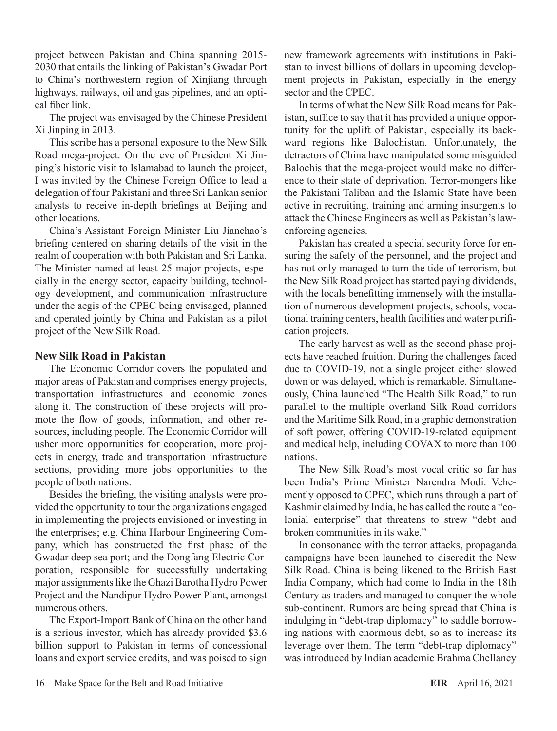project between Pakistan and China spanning 2015-2030 that entails the linking of Pakistan's Gwadar Port to China's northwestern region of Xinjiang through highways, railways, oil and gas pipelines, and an optical fiber link.

The project was envisaged by the Chinese President Xi Jinping in 2013.

This scribe has a personal exposure to the New Silk Road mega-project. On the eve of President Xi Jinping's historic visit to Islamabad to launch the project, I was invited by the Chinese Foreign Office to lead a delegation of four Pakistani and three Sri Lankan senior analysts to receive in-depth briefings at Beijing and other locations.

China's Assistant Foreign Minister Liu Jianchao's briefing centered on sharing details of the visit in the realm of cooperation with both Pakistan and Sri Lanka. The Minister named at least 25 major projects, especially in the energy sector, capacity building, technology development, and communication infrastructure under the aegis of the CPEC being envisaged, planned and operated jointly by China and Pakistan as a pilot project of the New Silk Road.

### New Silk Road in Pakistan

The Economic Corridor covers the populated and major areas of Pakistan and comprises energy projects, transportation infrastructures and economic zones along it. The construction of these projects will promote the flow of goods, information, and other resources, including people. The Economic Corridor will usher more opportunities for cooperation, more projects in energy, trade and transportation infrastructure sections, providing more jobs opportunities to the people of both nations.

Besides the briefing, the visiting analysts were provided the opportunity to tour the organizations engaged in implementing the projects envisioned or investing in the enterprises; e.g. China Harbour Engineering Company, which has constructed the first phase of the Gwadar deep sea port; and the Dongfang Electric Corporation, responsible for successfully undertaking major assignments like the Ghazi Barotha Hydro Power Project and the Nandipur Hydro Power Plant, amongst numerous others.

The Export-Import Bank of China on the other hand is a serious investor, which has already provided $3.6 billion support to Pakistan in terms of concessional loans and export service credits, and was poised to sign new framework agreements with institutions in Pakistan to invest billions of dollars in upcoming development projects in Pakistan, especially in the energy sector and the CPEC.

In terms of what the New Silk Road means for Pakistan, suffice to say that it has provided a unique opportunity for the uplift of Pakistan, especially its backward regions like Balochistan. Unfortunately, the detractors of China have manipulated some misguided Balochis that the mega-project would make no difference to their state of deprivation. Terror-mongers like the Pakistani Taliban and the Islamic State have been active in recruiting, training and arming insurgents to attack the Chinese Engineers as well as Pakistan's law-enforcing agencies.

Pakistan has created a special security force for ensuring the safety of the personnel, and the project and has not only managed to turn the tide of terrorism, but the New Silk Road project has started paying dividends, with the locals benefitting immensely with the installation of numerous development projects, schools, vocational training centers, health facilities and water purification projects.

The early harvest as well as the second phase projects have reached fruition. During the challenges faced due to COVID-19, not a single project either slowed down or was delayed, which is remarkable. Simultaneously, China launched "The Health Silk Road," to run parallel to the multiple overland Silk Road corridors and the Maritime Silk Road, in a graphic demonstration of soft power, offering COVID-19-related equipment and medical help, including COVAX to more than 100 nations.

The New Silk Road's most vocal critic so far has been India's Prime Minister Narendra Modi. Vehemently opposed to CPEC, which runs through a part of Kashmir claimed by India, he has called the route a "colonial enterprise" that threatens to strew "debt and broken communities in its wake."

In consonance with the terror attacks, propaganda campaigns have been launched to discredit the New Silk Road. China is being likened to the British East India Company, which had come to India in the 18th Century as traders and managed to conquer the whole sub-continent. Rumors are being spread that China is indulging in "debt-trap diplomacy" to saddle borrowing nations with enormous debt, so as to increase its leverage over them. The term "debt-trap diplomacy" was introduced by Indian academic Brahma Chellaney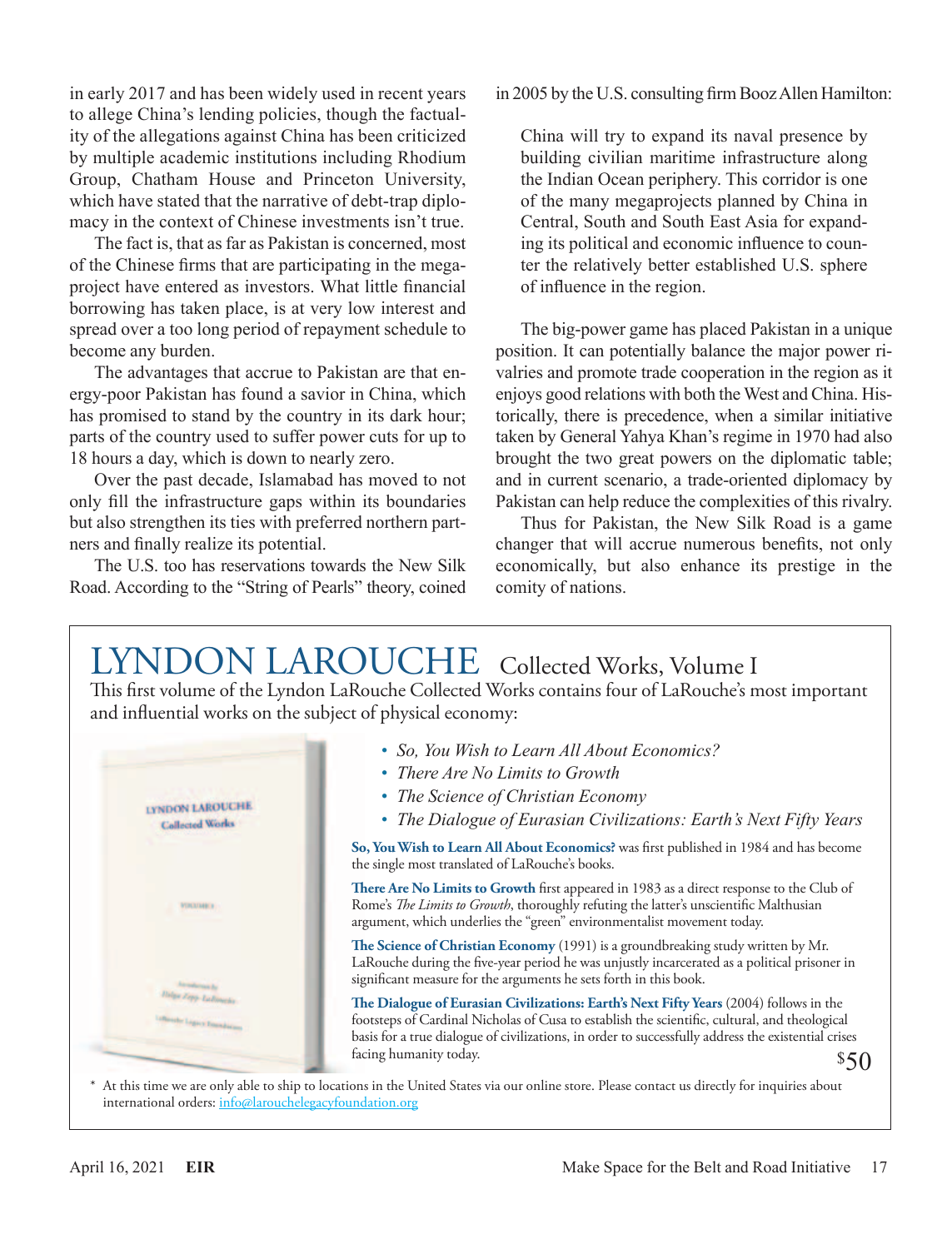in early 2017 and has been widely used in recent years to allege China's lending policies, though the factuality of the allegations against China has been criticized by multiple academic institutions including Rhodium Group, Chatham House and Princeton University, which have stated that the narrative of debt-trap diplomacy in the context of Chinese investments isn't true.

The fact is, that as far as Pakistan is concerned, most of the Chinese firms that are participating in the megaproject have entered as investors. What little financial borrowing has taken place, is at very low interest and spread over a too long period of repayment schedule to become any burden.

The advantages that accrue to Pakistan are that energy-poor Pakistan has found a savior in China, which has promised to stand by the country in its dark hour; parts of the country used to suffer power cuts for up to 18 hours a day, which is down to nearly zero.

Over the past decade, Islamabad has moved to not only fill the infrastructure gaps within its boundaries but also strengthen its ties with preferred northern partners and finally realize its potential.

The U.S. too has reservations towards the New Silk Road. According to the "String of Pearls" theory, coined in 2005 by the U.S. consulting firm Booz Allen Hamilton:

> China will try to expand its naval presence by building civilian maritime infrastructure along the Indian Ocean periphery. This corridor is one of the many megaprojects planned by China in Central, South and South East Asia for expanding its political and economic influence to counter the relatively better established U.S. sphere of influence in the region.

The big-power game has placed Pakistan in a unique position. It can potentially balance the major power rivalries and promote trade cooperation in the region as it enjoys good relations with both the West and China. Historically, there is precedence, when a similar initiative taken by General Yahya Khan's regime in 1970 had also brought the two great powers on the diplomatic table; and in current scenario, a trade-oriented diplomacy by Pakistan can help reduce the complexities of this rivalry.

Thus for Pakistan, the New Silk Road is a game changer that will accrue numerous benefits, not only economically, but also enhance its prestige in the comity of nations.

---

# LYNDON LAROUCHE Collected Works, Volume I

This first volume of the Lyndon LaRouche Collected Works contains four of LaRouche's most important and influential works on the subject of physical economy:

- *So, You Wish to Learn All About Economics?*
- *There Are No Limits to Growth*
- *The Science of Christian Economy*
- *The Dialogue of Eurasian Civilizations: Earth's Next Fifty Years*

**So, You Wish to Learn All About Economics?** was first published in 1984 and has become the single most translated of LaRouche's books.

**There Are No Limits to Growth** first appeared in 1983 as a direct response to the Club of Rome's *The Limits to Growth*, thoroughly refuting the latter's unscientific Malthusian argument, which underlies the "green" environmentalist movement today.

**The Science of Christian Economy** (1991) is a groundbreaking study written by Mr. LaRouche during the five-year period he was unjustly incarcerated as a political prisoner in significant measure for the arguments he sets forth in this book.

**The Dialogue of Eurasian Civilizations: Earth's Next Fifty Years** (2004) follows in the footsteps of Cardinal Nicholas of Cusa to establish the scientific, cultural, and theological basis for a true dialogue of civilizations, in order to successfully address the existential crises facing humanity today.

$50

\* At this time we are only able to ship to locations in the United States via our online store. Please contact us directly for inquiries about international orders: info@larouchelegacyfoundation.org